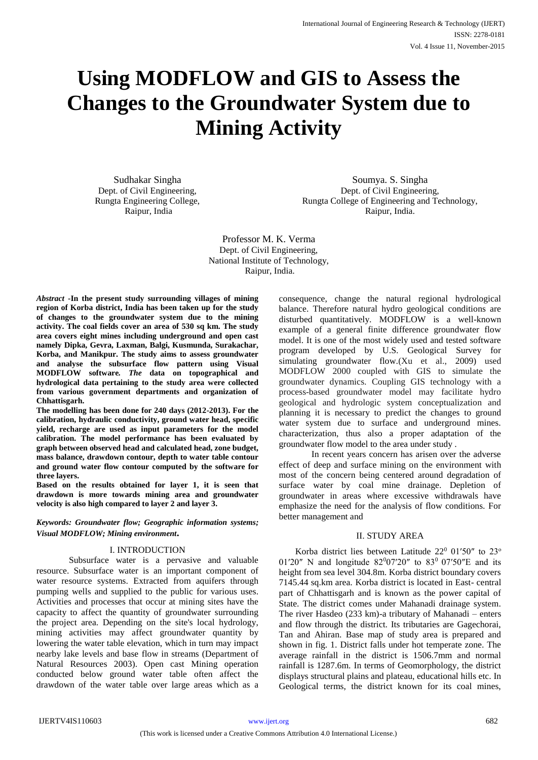# Using MODFLOW and GIS to Assess the Changes to the Groundwater System due to Mining Activity

Sudhakar Singha
Dept. of Civil Engineering,
Rungta Engineering College,
Raipur, India

Soumya. S. Singha
Dept. of Civil Engineering,
Rungta College of Engineering and Technology,
Raipur, India.

Professor M. K. Verma
Dept. of Civil Engineering,
National Institute of Technology,
Raipur, India.

***Abstract*** **-In the present study surrounding villages of mining region of Korba district, India has been taken up for the study of changes to the groundwater system due to the mining activity. The coal fields cover an area of 530 sq km. The study area covers eight mines including underground and open cast namely Dipka, Gevra, Laxman, Balgi, Kusmunda, Surakachar, Korba, and Manikpur. The study aims to assess groundwater and analyse the subsurface flow pattern using Visual MODFLOW software.** ***The*** **data on topographical and hydrological data pertaining to the study area were collected from various government departments and organization of Chhattisgarh.**

**The modelling has been done for 240 days (2012-2013). For the calibration, hydraulic conductivity, ground water head, specific yield, recharge are used as input parameters for the model calibration. The model performance has been evaluated by graph between observed head and calculated head, zone budget, mass balance, drawdown contour, depth to water table contour and ground water flow contour computed by the software for three layers.**

**Based on the results obtained for layer 1, it is seen that drawdown is more towards mining area and groundwater velocity is also high compared to layer 2 and layer 3.**

***Keywords: Groundwater flow; Geographic information systems; Visual MODFLOW; Mining environment.***

## I. INTRODUCTION

Subsurface water is a pervasive and valuable resource. Subsurface water is an important component of water resource systems. Extracted from aquifers through pumping wells and supplied to the public for various uses. Activities and processes that occur at mining sites have the capacity to affect the quantity of groundwater surrounding the project area. Depending on the site's local hydrology, mining activities may affect groundwater quantity by lowering the water table elevation, which in turn may impact nearby lake levels and base flow in streams (Department of Natural Resources 2003). Open cast Mining operation conducted below ground water table often affect the drawdown of the water table over large areas which as a consequence, change the natural regional hydrological balance. Therefore natural hydro geological conditions are disturbed quantitatively. MODFLOW is a well-known example of a general finite difference groundwater flow model. It is one of the most widely used and tested software program developed by U.S. Geological Survey for simulating groundwater flow.(Xu et al., 2009) used MODFLOW 2000 coupled with GIS to simulate the groundwater dynamics. Coupling GIS technology with a process-based groundwater model may facilitate hydro geological and hydrologic system conceptualization and planning it is necessary to predict the changes to ground water system due to surface and underground mines. characterization, thus also a proper adaptation of the groundwater flow model to the area under study .

In recent years concern has arisen over the adverse effect of deep and surface mining on the environment with most of the concern being centered around degradation of surface water by coal mine drainage. Depletion of groundwater in areas where excessive withdrawals have emphasize the need for the analysis of flow conditions. For better management and

## II. STUDY AREA

Korba district lies between Latitude $22^0$ 01′50″ to $23^o$ 01′20″ N and longitude $82^0$07′20″ to $83^0$ 07′50″E and its height from sea level 304.8m. Korba district boundary covers 7145.44 sq.km area. Korba district is located in East- central part of Chhattisgarh and is known as the power capital of State. The district comes under Mahanadi drainage system. The river Hasdeo (233 km)-a tributary of Mahanadi – enters and flow through the district. Its tributaries are Gagechorai, Tan and Ahiran. Base map of study area is prepared and shown in fig. 1. District falls under hot temperate zone. The average rainfall in the district is 1506.7mm and normal rainfall is 1287.6m. In terms of Geomorphology, the district displays structural plains and plateau, educational hills etc. In Geological terms, the district known for its coal mines,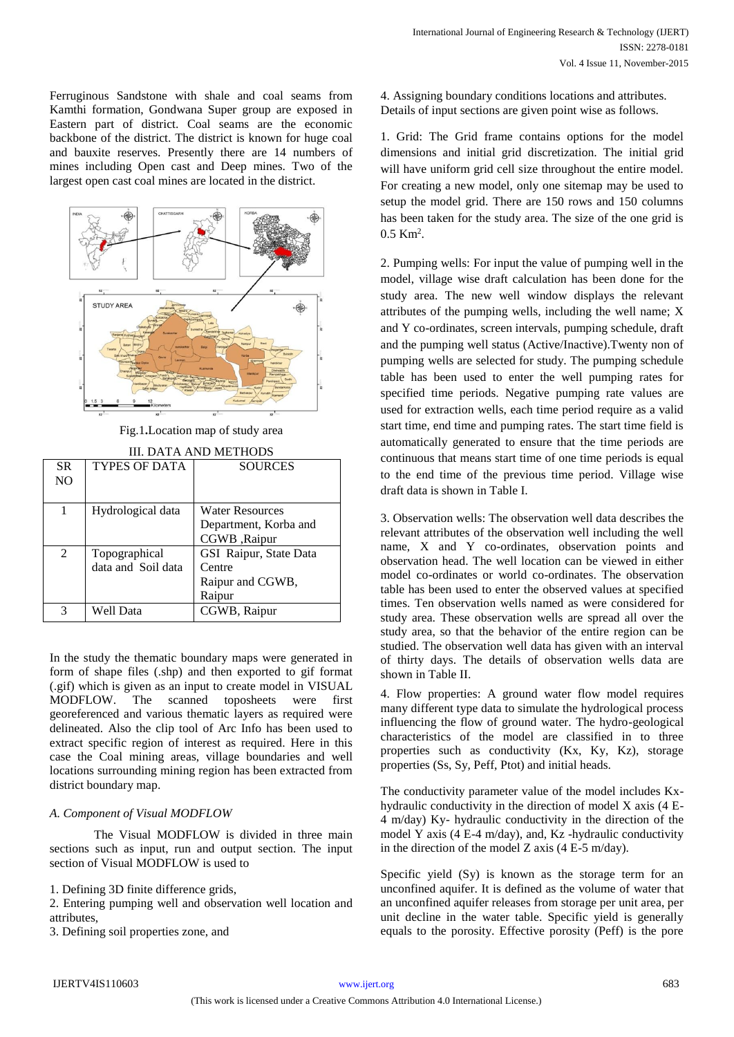Ferruginous Sandstone with shale and coal seams from Kamthi formation, Gondwana Super group are exposed in Eastern part of district. Coal seams are the economic backbone of the district. The district is known for huge coal and bauxite reserves. Presently there are 14 numbers of mines including Open cast and Deep mines. Two of the largest open cast coal mines are located in the district.

Fig.1.Location map of study area

## III. DATA AND METHODS

| SR NO | TYPES OF DATA | SOURCES |
|---|---|---|
| 1 | Hydrological data | Water Resources Department, Korba and CGWB ,Raipur |
| 2 | Topographical data and Soil data | GSI Raipur, State Data Centre Raipur and CGWB, Raipur |
| 3 | Well Data | CGWB, Raipur |

In the study the thematic boundary maps were generated in form of shape files (.shp) and then exported to gif format (.gif) which is given as an input to create model in VISUAL MODFLOW. The scanned toposheets were first georeferenced and various thematic layers as required were delineated. Also the clip tool of Arc Info has been used to extract specific region of interest as required. Here in this case the Coal mining areas, village boundaries and well locations surrounding mining region has been extracted from district boundary map.

### *A. Component of Visual MODFLOW*

The Visual MODFLOW is divided in three main sections such as input, run and output section. The input section of Visual MODFLOW is used to

1. Defining 3D finite difference grids,
2. Entering pumping well and observation well location and attributes,
3. Defining soil properties zone, and
4. Assigning boundary conditions locations and attributes.

Details of input sections are given point wise as follows.

1. Grid: The Grid frame contains options for the model dimensions and initial grid discretization. The initial grid will have uniform grid cell size throughout the entire model. For creating a new model, only one sitemap may be used to setup the model grid. There are 150 rows and 150 columns has been taken for the study area. The size of the one grid is 0.5 $Km^2$.

2. Pumping wells: For input the value of pumping well in the model, village wise draft calculation has been done for the study area. The new well window displays the relevant attributes of the pumping wells, including the well name; X and Y co-ordinates, screen intervals, pumping schedule, draft and the pumping well status (Active/Inactive).Twenty non of pumping wells are selected for study. The pumping schedule table has been used to enter the well pumping rates for specified time periods. Negative pumping rate values are used for extraction wells, each time period require as a valid start time, end time and pumping rates. The start time field is automatically generated to ensure that the time periods are continuous that means start time of one time periods is equal to the end time of the previous time period. Village wise draft data is shown in Table I.

3. Observation wells: The observation well data describes the relevant attributes of the observation well including the well name, X and Y co-ordinates, observation points and observation head. The well location can be viewed in either model co-ordinates or world co-ordinates. The observation table has been used to enter the observed values at specified times. Ten observation wells named as were considered for study area. These observation wells are spread all over the study area, so that the behavior of the entire region can be studied. The observation well data has given with an interval of thirty days. The details of observation wells data are shown in Table II.

4. Flow properties: A ground water flow model requires many different type data to simulate the hydrological process influencing the flow of ground water. The hydro-geological characteristics of the model are classified in to three properties such as conductivity (Kx, Ky, Kz), storage properties (Ss, Sy, Peff, Ptot) and initial heads.

The conductivity parameter value of the model includes Kx-hydraulic conductivity in the direction of model X axis (4 E-4 m/day) Ky- hydraulic conductivity in the direction of the model Y axis (4 E-4 m/day), and, Kz -hydraulic conductivity in the direction of the model Z axis (4 E-5 m/day).

Specific yield (Sy) is known as the storage term for an unconfined aquifer. It is defined as the volume of water that an unconfined aquifer releases from storage per unit area, per unit decline in the water table. Specific yield is generally equals to the porosity. Effective porosity (Peff) is the pore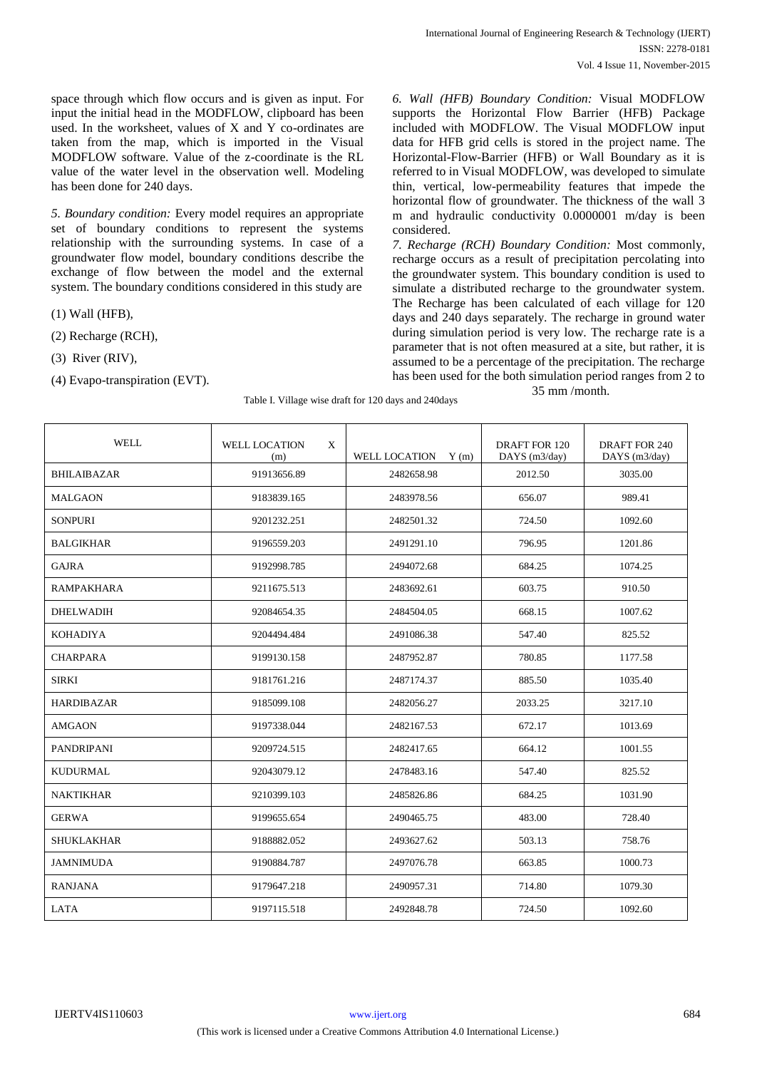space through which flow occurs and is given as input. For input the initial head in the MODFLOW, clipboard has been used. In the worksheet, values of X and Y co-ordinates are taken from the map, which is imported in the Visual MODFLOW software. Value of the z-coordinate is the RL value of the water level in the observation well. Modeling has been done for 240 days.

*5. Boundary condition:* Every model requires an appropriate set of boundary conditions to represent the systems relationship with the surrounding systems. In case of a groundwater flow model, boundary conditions describe the exchange of flow between the model and the external system. The boundary conditions considered in this study are

(1) Wall (HFB),

(2) Recharge (RCH),

(3) River (RIV),

(4) Evapo-transpiration (EVT).

*6. Wall (HFB) Boundary Condition:* Visual MODFLOW supports the Horizontal Flow Barrier (HFB) Package included with MODFLOW. The Visual MODFLOW input data for HFB grid cells is stored in the project name. The Horizontal-Flow-Barrier (HFB) or Wall Boundary as it is referred to in Visual MODFLOW, was developed to simulate thin, vertical, low-permeability features that impede the horizontal flow of groundwater. The thickness of the wall 3 m and hydraulic conductivity 0.0000001 m/day is been considered.

*7. Recharge (RCH) Boundary Condition:* Most commonly, recharge occurs as a result of precipitation percolating into the groundwater system. This boundary condition is used to simulate a distributed recharge to the groundwater system. The Recharge has been calculated of each village for 120 days and 240 days separately. The recharge in ground water during simulation period is very low. The recharge rate is a parameter that is not often measured at a site, but rather, it is assumed to be a percentage of the precipitation. The recharge has been used for the both simulation period ranges from 2 to 35 mm /month.

Table I. Village wise draft for 120 days and 240days

| WELL | WELL LOCATION X (m) | WELL LOCATION Y (m) | DRAFT FOR 120 DAYS (m3/day) | DRAFT FOR 240 DAYS (m3/day) |
|---|---|---|---|---|
| BHILAIBAZAR | 91913656.89 | 2482658.98 | 2012.50 | 3035.00 |
| MALGAON | 9183839.165 | 2483978.56 | 656.07 | 989.41 |
| SONPURI | 9201232.251 | 2482501.32 | 724.50 | 1092.60 |
| BALGIKHAR | 9196559.203 | 2491291.10 | 796.95 | 1201.86 |
| GAJRA | 9192998.785 | 2494072.68 | 684.25 | 1074.25 |
| RAMPAKHARA | 9211675.513 | 2483692.61 | 603.75 | 910.50 |
| DHELWADIH | 92084654.35 | 2484504.05 | 668.15 | 1007.62 |
| KOHADIYA | 9204494.484 | 2491086.38 | 547.40 | 825.52 |
| CHARPARA | 9199130.158 | 2487952.87 | 780.85 | 1177.58 |
| SIRKI | 9181761.216 | 2487174.37 | 885.50 | 1035.40 |
| HARDIBAZAR | 9185099.108 | 2482056.27 | 2033.25 | 3217.10 |
| AMGAON | 9197338.044 | 2482167.53 | 672.17 | 1013.69 |
| PANDRIPANI | 9209724.515 | 2482417.65 | 664.12 | 1001.55 |
| KUDURMAL | 92043079.12 | 2478483.16 | 547.40 | 825.52 |
| NAKTIKHAR | 9210399.103 | 2485826.86 | 684.25 | 1031.90 |
| GERWA | 9199655.654 | 2490465.75 | 483.00 | 728.40 |
| SHUKLAKHAR | 9188882.052 | 2493627.62 | 503.13 | 758.76 |
| JAMNIMUDA | 9190884.787 | 2497076.78 | 663.85 | 1000.73 |
| RANJANA | 9179647.218 | 2490957.31 | 714.80 | 1079.30 |
| LATA | 9197115.518 | 2492848.78 | 724.50 | 1092.60 |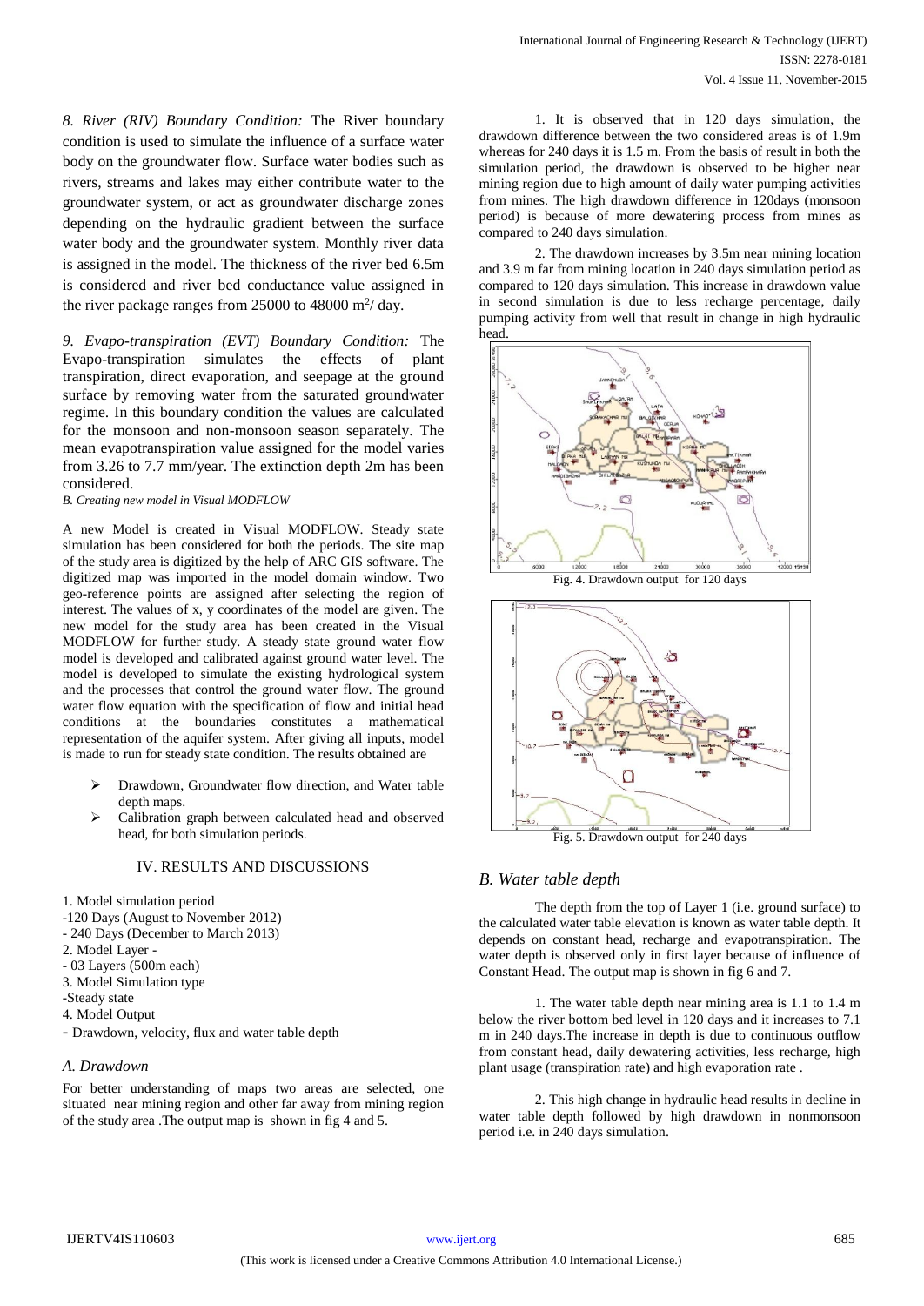*8. River (RIV) Boundary Condition:* The River boundary condition is used to simulate the influence of a surface water body on the groundwater flow. Surface water bodies such as rivers, streams and lakes may either contribute water to the groundwater system, or act as groundwater discharge zones depending on the hydraulic gradient between the surface water body and the groundwater system. Monthly river data is assigned in the model. The thickness of the river bed 6.5m is considered and river bed conductance value assigned in the river package ranges from 25000 to 48000 $m^2$/ day.

*9. Evapo-transpiration (EVT) Boundary Condition:* The Evapo-transpiration simulates the effects of plant transpiration, direct evaporation, and seepage at the ground surface by removing water from the saturated groundwater regime. In this boundary condition the values are calculated for the monsoon and non-monsoon season separately. The mean evapotranspiration value assigned for the model varies from 3.26 to 7.7 mm/year. The extinction depth 2m has been considered.

*B. Creating new model in Visual MODFLOW*

A new Model is created in Visual MODFLOW. Steady state simulation has been considered for both the periods. The site map of the study area is digitized by the help of ARC GIS software. The digitized map was imported in the model domain window. Two geo-reference points are assigned after selecting the region of interest. The values of x, y coordinates of the model are given. The new model for the study area has been created in the Visual MODFLOW for further study. A steady state ground water flow model is developed and calibrated against ground water level. The model is developed to simulate the existing hydrological system and the processes that control the ground water flow. The ground water flow equation with the specification of flow and initial head conditions at the boundaries constitutes a mathematical representation of the aquifer system. After giving all inputs, model is made to run for steady state condition. The results obtained are

- Drawdown, Groundwater flow direction, and Water table depth maps.
- Calibration graph between calculated head and observed head, for both simulation periods.

## IV. RESULTS AND DISCUSSIONS

1. Model simulation period
-120 Days (August to November 2012)
- 240 Days (December to March 2013)
2. Model Layer -
- 03 Layers (500m each)
3. Model Simulation type
-Steady state
4. Model Output
- Drawdown, velocity, flux and water table depth

### *A. Drawdown*

For better understanding of maps two areas are selected, one situated near mining region and other far away from mining region of the study area .The output map is shown in fig 4 and 5.

1. It is observed that in 120 days simulation, the drawdown difference between the two considered areas is of 1.9m whereas for 240 days it is 1.5 m. From the basis of result in both the simulation period, the drawdown is observed to be higher near mining region due to high amount of daily water pumping activities from mines. The high drawdown difference in 120days (monsoon period) is because of more dewatering process from mines as compared to 240 days simulation.

2. The drawdown increases by 3.5m near mining location and 3.9 m far from mining location in 240 days simulation period as compared to 120 days simulation. This increase in drawdown value in second simulation is due to less recharge percentage, daily pumping activity from well that result in change in high hydraulic head.

Fig. 4. Drawdown output for 120 days

Fig. 5. Drawdown output for 240 days

### *B. Water table depth*

The depth from the top of Layer 1 (i.e. ground surface) to the calculated water table elevation is known as water table depth. It depends on constant head, recharge and evapotranspiration. The water depth is observed only in first layer because of influence of Constant Head. The output map is shown in fig 6 and 7.

1. The water table depth near mining area is 1.1 to 1.4 m below the river bottom bed level in 120 days and it increases to 7.1 m in 240 days.The increase in depth is due to continuous outflow from constant head, daily dewatering activities, less recharge, high plant usage (transpiration rate) and high evaporation rate .

2. This high change in hydraulic head results in decline in water table depth followed by high drawdown in nonmonsoon period i.e. in 240 days simulation.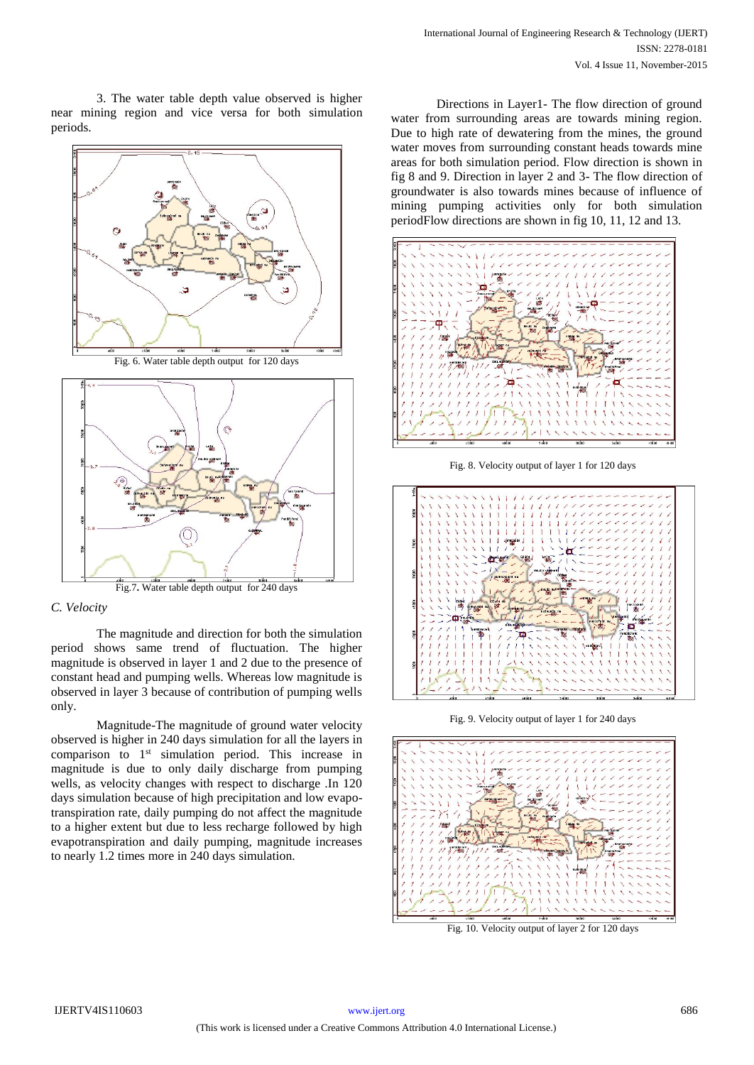3. The water table depth value observed is higher near mining region and vice versa for both simulation periods.

Fig. 6. Water table depth output for 120 days

Fig.7. Water table depth output for 240 days

### C. Velocity

The magnitude and direction for both the simulation period shows same trend of fluctuation. The higher magnitude is observed in layer 1 and 2 due to the presence of constant head and pumping wells. Whereas low magnitude is observed in layer 3 because of contribution of pumping wells only.

Magnitude-The magnitude of ground water velocity observed is higher in 240 days simulation for all the layers in comparison to 1st simulation period. This increase in magnitude is due to only daily discharge from pumping wells, as velocity changes with respect to discharge .In 120 days simulation because of high precipitation and low evapo-transpiration rate, daily pumping do not affect the magnitude to a higher extent but due to less recharge followed by high evapotranspiration and daily pumping, magnitude increases to nearly 1.2 times more in 240 days simulation.

Directions in Layer1- The flow direction of ground water from surrounding areas are towards mining region. Due to high rate of dewatering from the mines, the ground water moves from surrounding constant heads towards mine areas for both simulation period. Flow direction is shown in fig 8 and 9. Direction in layer 2 and 3- The flow direction of groundwater is also towards mines because of influence of mining pumping activities only for both simulation periodFlow directions are shown in fig 10, 11, 12 and 13.

Fig. 8. Velocity output of layer 1 for 120 days

Fig. 9. Velocity output of layer 1 for 240 days

Fig. 10. Velocity output of layer 2 for 120 days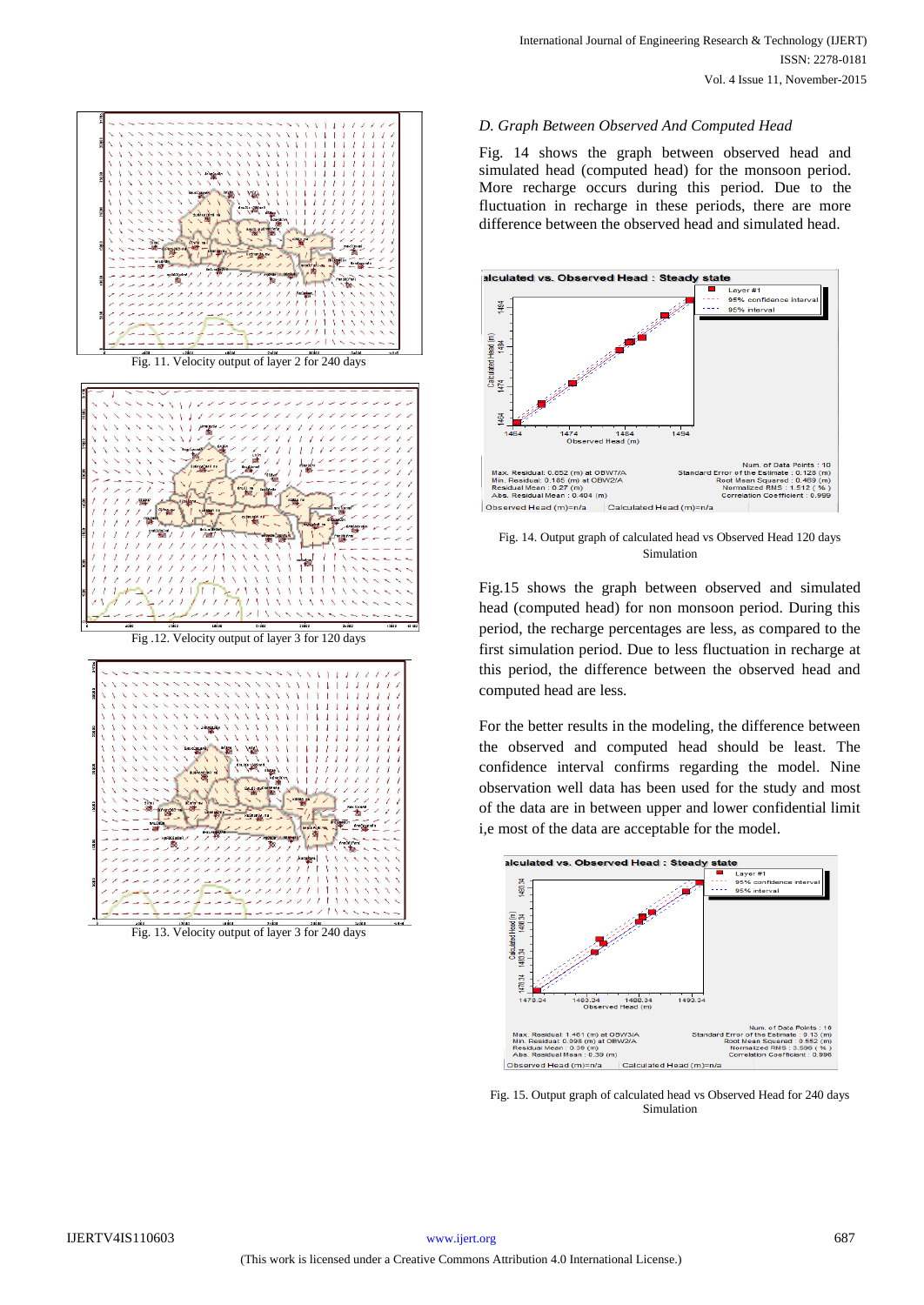Fig. 11. Velocity output of layer 2 for 240 days

Fig .12. Velocity output of layer 3 for 120 days

Fig. 13. Velocity output of layer 3 for 240 days

*D. Graph Between Observed And Computed Head*

Fig. 14 shows the graph between observed head and simulated head (computed head) for the monsoon period. More recharge occurs during this period. Due to the fluctuation in recharge in these periods, there are more difference between the observed head and simulated head.

Fig. 14. Output graph of calculated head vs Observed Head 120 days Simulation

Fig.15 shows the graph between observed and simulated head (computed head) for non monsoon period. During this period, the recharge percentages are less, as compared to the first simulation period. Due to less fluctuation in recharge at this period, the difference between the observed head and computed head are less.

For the better results in the modeling, the difference between the observed and computed head should be least. The confidence interval confirms regarding the model. Nine observation well data has been used for the study and most of the data are in between upper and lower confidential limit i,e most of the data are acceptable for the model.

Fig. 15. Output graph of calculated head vs Observed Head for 240 days Simulation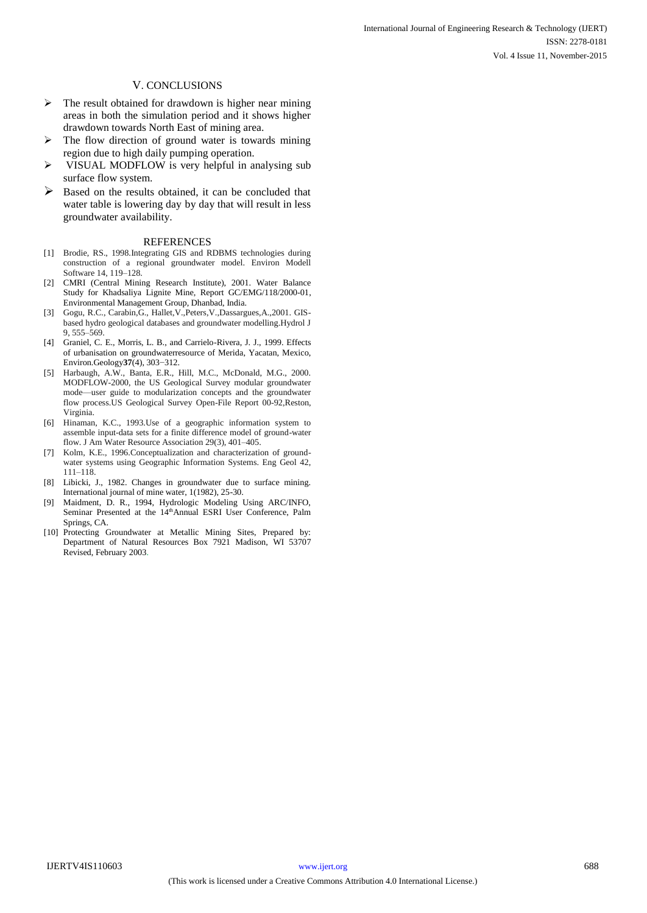## V. CONCLUSIONS

- The result obtained for drawdown is higher near mining areas in both the simulation period and it shows higher drawdown towards North East of mining area.
- The flow direction of ground water is towards mining region due to high daily pumping operation.
- VISUAL MODFLOW is very helpful in analysing sub surface flow system.
- Based on the results obtained, it can be concluded that water table is lowering day by day that will result in less groundwater availability.

## REFERENCES

[1] Brodie, RS., 1998.Integrating GIS and RDBMS technologies during construction of a regional groundwater model. Environ Modell Software 14, 119–128.

[2] CMRI (Central Mining Research Institute), 2001. Water Balance Study for Khadsaliya Lignite Mine, Report GC/EMG/118/2000-01, Environmental Management Group, Dhanbad, India.

[3] Gogu, R.C., Carabin,G., Hallet,V.,Peters,V.,Dassargues,A.,2001. GIS-based hydro geological databases and groundwater modelling.Hydrol J 9, 555–569.

[4] Graniel, C. E., Morris, L. B., and Carrielo-Rivera, J. J., 1999. Effects of urbanisation on groundwaterresource of Merida, Yacatan, Mexico, Environ.Geology**37**(4), 303−312.

[5] Harbaugh, A.W., Banta, E.R., Hill, M.C., McDonald, M.G., 2000. MODFLOW-2000, the US Geological Survey modular groundwater mode—user guide to modularization concepts and the groundwater flow process.US Geological Survey Open-File Report 00-92,Reston, Virginia.

[6] Hinaman, K.C., 1993.Use of a geographic information system to assemble input-data sets for a finite difference model of ground-water flow. J Am Water Resource Association 29(3), 401–405.

[7] Kolm, K.E., 1996.Conceptualization and characterization of ground-water systems using Geographic Information Systems. Eng Geol 42, 111–118.

[8] Libicki, J., 1982. Changes in groundwater due to surface mining. International journal of mine water, 1(1982), 25-30.

[9] Maidment, D. R., 1994, Hydrologic Modeling Using ARC/INFO, Seminar Presented at the 14thAnnual ESRI User Conference, Palm Springs, CA.

[10] Protecting Groundwater at Metallic Mining Sites, Prepared by: Department of Natural Resources Box 7921 Madison, WI 53707 Revised, February 2003.